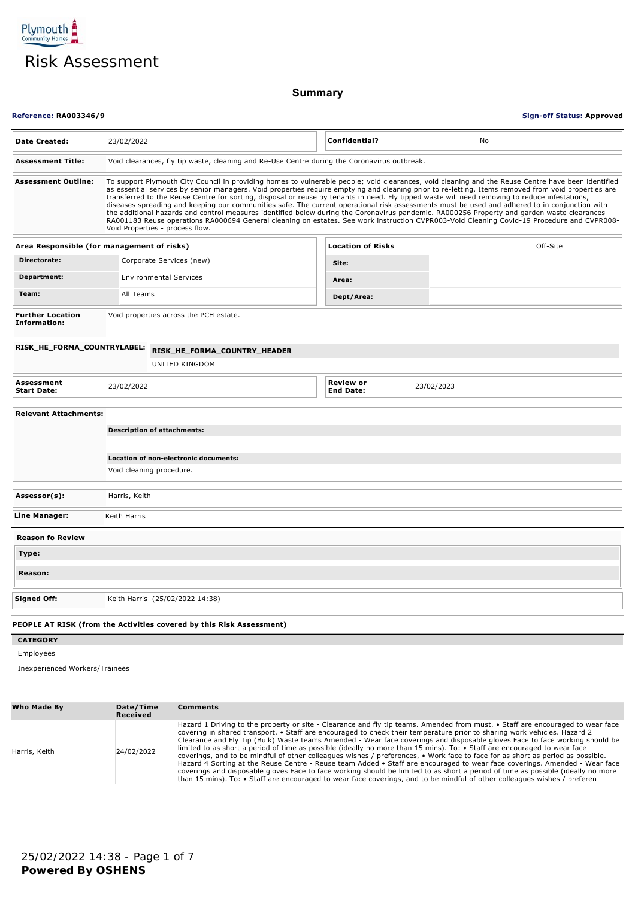Plymouth Community Homes

# Risk Assessment

## Summary

**Reference: RA003346/9** **Sign-off Status: Approved**

| | | | |
|---|---|---|---|
| **Date Created:** | 23/02/2022 | **Confidential?** | No |

**Assessment Title:** Void clearances, fly tip waste, cleaning and Re-Use Centre during the Coronavirus outbreak.

**Assessment Outline:** To support Plymouth City Council in providing homes to vulnerable people; void clearances, void cleaning and the Reuse Centre have been identified as essential services by senior managers. Void properties require emptying and cleaning prior to re-letting. Items removed from void properties are transferred to the Reuse Centre for sorting, disposal or reuse by tenants in need. Fly tipped waste will need removing to reduce infestations, diseases spreading and keeping our communities safe. The current operational risk assessments must be used and adhered to in conjunction with the additional hazards and control measures identified below during the Coronavirus pandemic. RA000256 Property and garden waste clearances RA001183 Reuse operations RA000694 General cleaning on estates. See work instruction CVPR003-Void Cleaning Covid-19 Procedure and CVPR008-Void Properties - process flow.

| **Area Responsible (for management of risks)** | | **Location of Risks** | Off-Site |
|---|---|---|---|
| **Directorate:** | Corporate Services (new) | **Site:** | |
| **Department:** | Environmental Services | **Area:** | |
| **Team:** | All Teams | **Dept/Area:** | |

**Further Location Information:** Void properties across the PCH estate.

**RISK_HE_FORMA_COUNTRYLABEL:**

| RISK_HE_FORMA_COUNTRY_HEADER |
|---|
| UNITED KINGDOM |

| | | | |
|---|---|---|---|
| **Assessment Start Date:** | 23/02/2022 | **Review or End Date:** | 23/02/2023 |

**Relevant Attachments:**

**Description of attachments:**

**Location of non-electronic documents:**

Void cleaning procedure.

**Assessor(s):** Harris, Keith

**Line Manager:** Keith Harris

**Reason fo Review**

**Type:**

**Reason:**

**Signed Off:** Keith Harris (25/02/2022 14:38)

**PEOPLE AT RISK (from the Activities covered by this Risk Assessment)**

| CATEGORY |
|---|
| Employees |
| Inexperienced Workers/Trainees |

| Who Made By | Date/Time Received | Comments |
|---|---|---|
| Harris, Keith | 24/02/2022 | Hazard 1 Driving to the property or site - Clearance and fly tip teams. Amended from must. • Staff are encouraged to wear face covering in shared transport. • Staff are encouraged to check their temperature prior to sharing work vehicles. Hazard 2 Clearance and Fly Tip (Bulk) Waste teams Amended - Wear face coverings and disposable gloves Face to face working should be limited to as short a period of time as possible (ideally no more than 15 mins). To: • Staff are encouraged to wear face coverings, and to be mindful of other colleagues wishes / preferences, • Work face to face for as short as period as possible. Hazard 4 Sorting at the Reuse Centre - Reuse team Added • Staff are encouraged to wear face coverings. Amended - Wear face coverings and disposable gloves Face to face working should be limited to as short a period of time as possible (ideally no more than 15 mins). To: • Staff are encouraged to wear face coverings, and to be mindful of other colleagues wishes / preferen |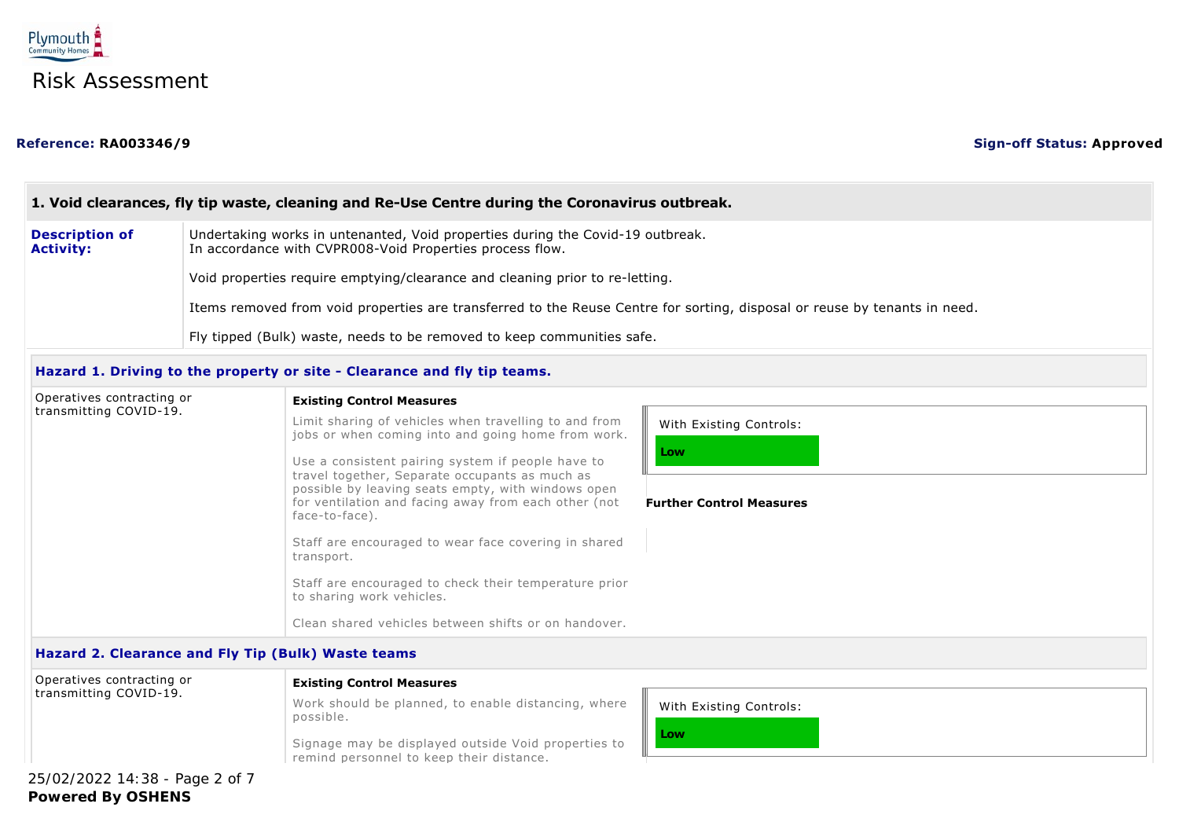Plymouth Community Homes

# Risk Assessment

**Reference:** RA003346/9

**Sign-off Status:** Approved

## 1. Void clearances, fly tip waste, cleaning and Re-Use Centre during the Coronavirus outbreak.

**Description of Activity:**

Undertaking works in untenanted, Void properties during the Covid-19 outbreak.
In accordance with CVPR008-Void Properties process flow.

Void properties require emptying/clearance and cleaning prior to re-letting.

Items removed from void properties are transferred to the Reuse Centre for sorting, disposal or reuse by tenants in need.

Fly tipped (Bulk) waste, needs to be removed to keep communities safe.

### Hazard 1. Driving to the property or site - Clearance and fly tip teams.

Operatives contracting or transmitting COVID-19.

**Existing Control Measures**

Limit sharing of vehicles when travelling to and from jobs or when coming into and going home from work.

Use a consistent pairing system if people have to travel together, Separate occupants as much as possible by leaving seats empty, with windows open for ventilation and facing away from each other (not face-to-face).

Staff are encouraged to wear face covering in shared transport.

Staff are encouraged to check their temperature prior to sharing work vehicles.

Clean shared vehicles between shifts or on handover.

With Existing Controls: **Low**

**Further Control Measures**

### Hazard 2. Clearance and Fly Tip (Bulk) Waste teams

Operatives contracting or transmitting COVID-19.

**Existing Control Measures**

Work should be planned, to enable distancing, where possible.

Signage may be displayed outside Void properties to remind personnel to keep their distance.

With Existing Controls: **Low**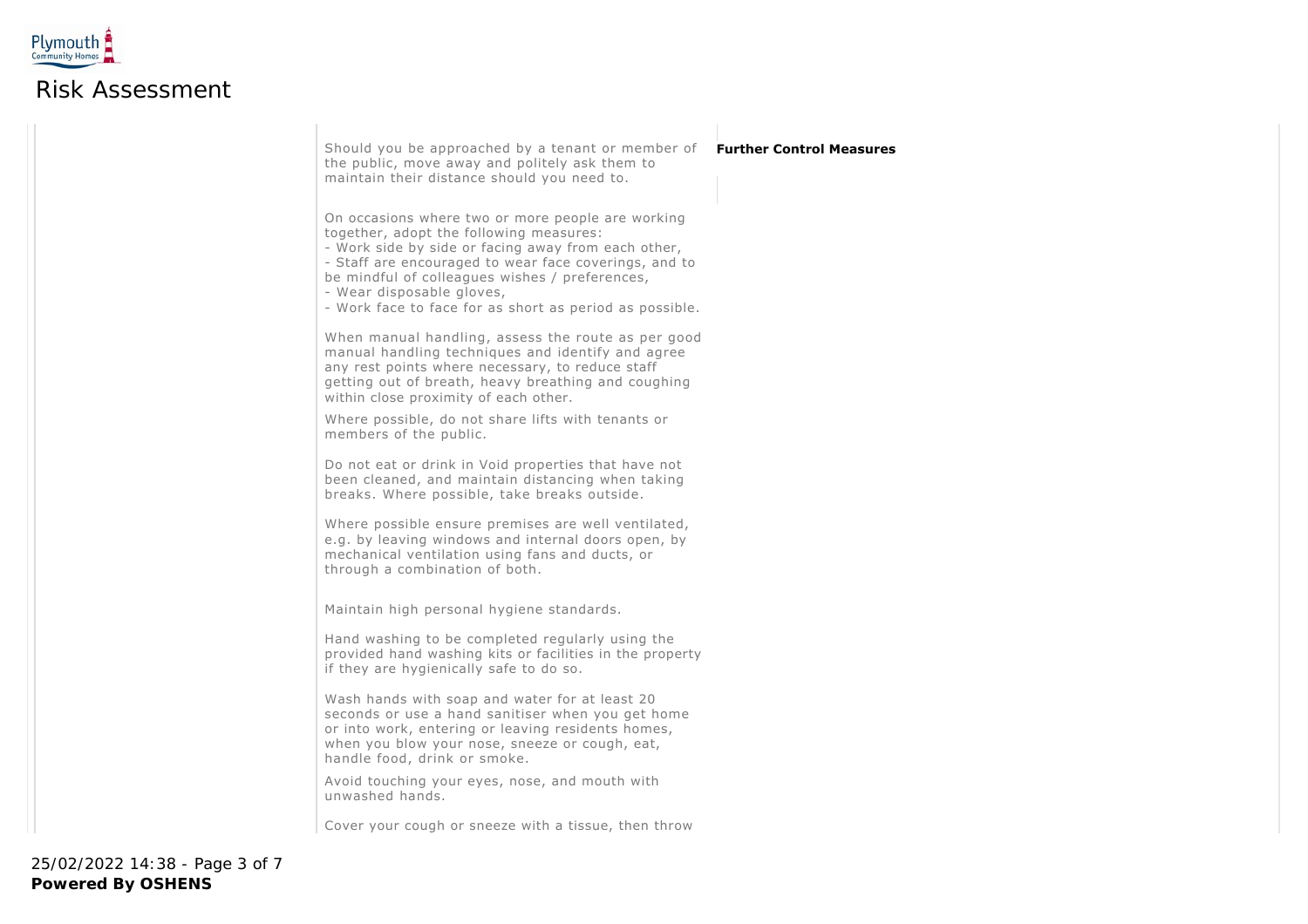| | | |
|---|---|---|
| | Should you be approached by a tenant or member of the public, move away and politely ask them to maintain their distance should you need to.<br><br>On occasions where two or more people are working together, adopt the following measures:<br>- Work side by side or facing away from each other,<br>- Staff are encouraged to wear face coverings, and to be mindful of colleagues wishes / preferences,<br>- Wear disposable gloves,<br>- Work face to face for as short as period as possible.<br><br>When manual handling, assess the route as per good manual handling techniques and identify and agree any rest points where necessary, to reduce staff getting out of breath, heavy breathing and coughing within close proximity of each other.<br><br>Where possible, do not share lifts with tenants or members of the public.<br><br>Do not eat or drink in Void properties that have not been cleaned, and maintain distancing when taking breaks. Where possible, take breaks outside.<br><br>Where possible ensure premises are well ventilated, e.g. by leaving windows and internal doors open, by mechanical ventilation using fans and ducts, or through a combination of both.<br><br>Maintain high personal hygiene standards.<br><br>Hand washing to be completed regularly using the provided hand washing kits or facilities in the property if they are hygienically safe to do so.<br><br>Wash hands with soap and water for at least 20 seconds or use a hand sanitiser when you get home or into work, entering or leaving residents homes, when you blow your nose, sneeze or cough, eat, handle food, drink or smoke.<br><br>Avoid touching your eyes, nose, and mouth with unwashed hands.<br><br>Cover your cough or sneeze with a tissue, then throw | **Further Control Measures** |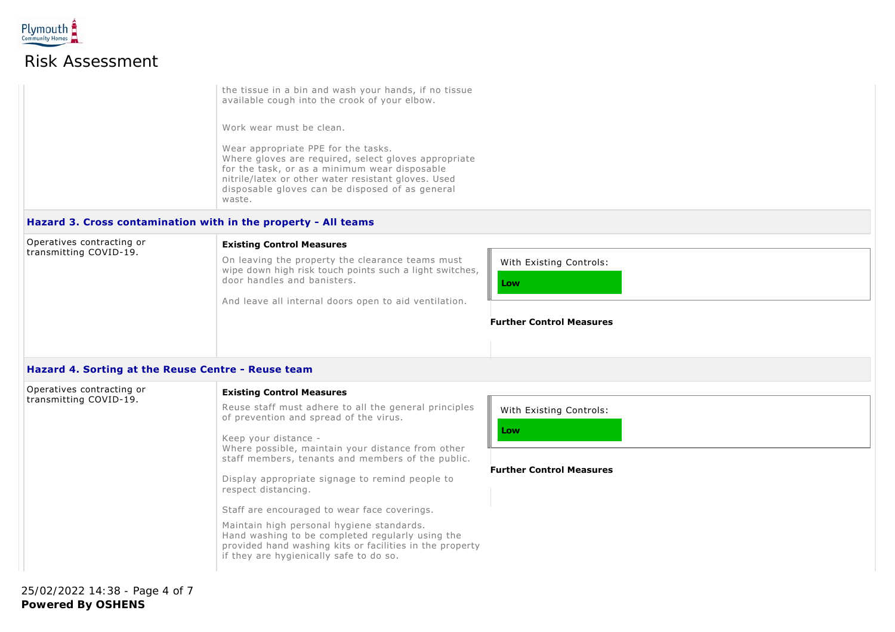the tissue in a bin and wash your hands, if no tissue available cough into the crook of your elbow.

Work wear must be clean.

Wear appropriate PPE for the tasks.
Where gloves are required, select gloves appropriate for the task, or as a minimum wear disposable nitrile/latex or other water resistant gloves. Used disposable gloves can be disposed of as general waste.

## Hazard 3. Cross contamination with in the property - All teams

Operatives contracting or transmitting COVID-19.

**Existing Control Measures**

On leaving the property the clearance teams must wipe down high risk touch points such a light switches, door handles and banisters.

And leave all internal doors open to aid ventilation.

With Existing Controls:

**Low**

**Further Control Measures**

## Hazard 4. Sorting at the Reuse Centre - Reuse team

Operatives contracting or transmitting COVID-19.

**Existing Control Measures**

Reuse staff must adhere to all the general principles of prevention and spread of the virus.

Keep your distance -
Where possible, maintain your distance from other staff members, tenants and members of the public.

Display appropriate signage to remind people to respect distancing.

Staff are encouraged to wear face coverings.

Maintain high personal hygiene standards.
Hand washing to be completed regularly using the provided hand washing kits or facilities in the property if they are hygienically safe to do so.

With Existing Controls:

**Low**

**Further Control Measures**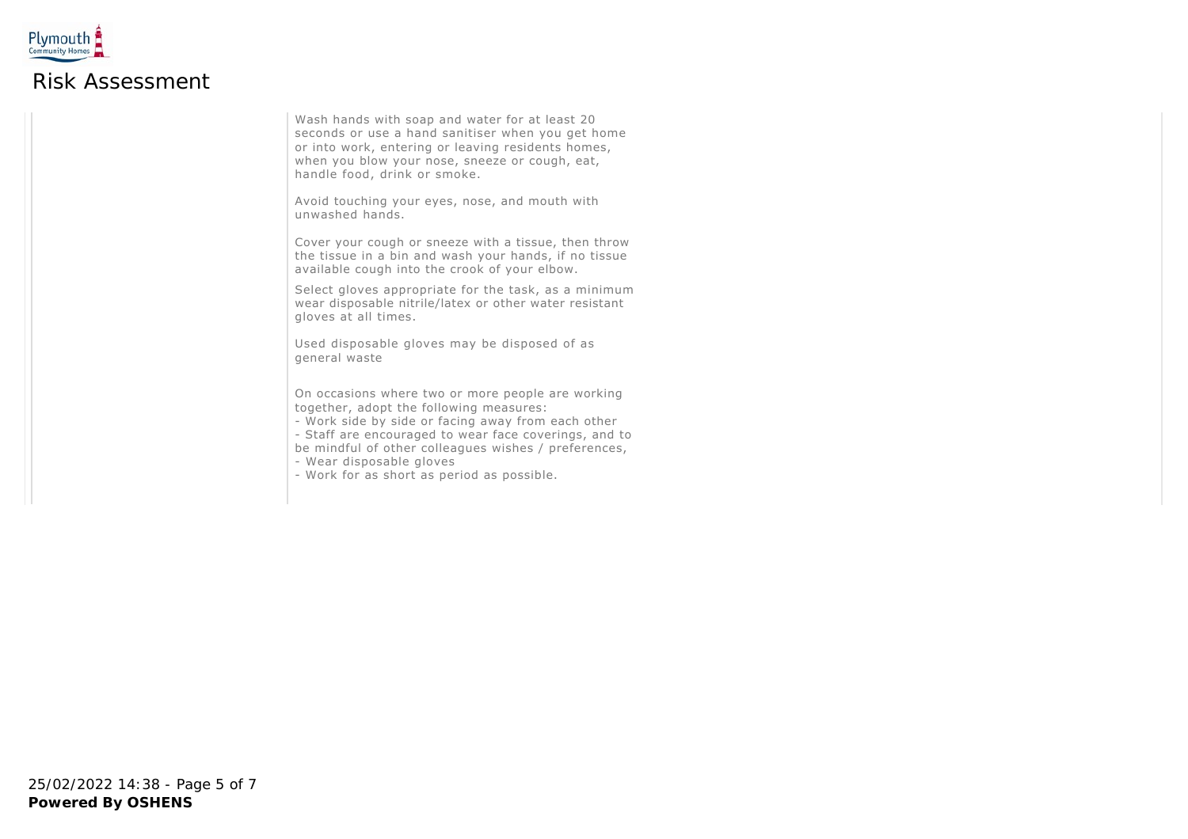# Risk Assessment

| | | |
|---|---|---|
| | Wash hands with soap and water for at least 20 seconds or use a hand sanitiser when you get home or into work, entering or leaving residents homes, when you blow your nose, sneeze or cough, eat, handle food, drink or smoke.<br><br>Avoid touching your eyes, nose, and mouth with unwashed hands.<br><br>Cover your cough or sneeze with a tissue, then throw the tissue in a bin and wash your hands, if no tissue available cough into the crook of your elbow.<br><br>Select gloves appropriate for the task, as a minimum wear disposable nitrile/latex or other water resistant gloves at all times.<br><br>Used disposable gloves may be disposed of as general waste<br><br>On occasions where two or more people are working together, adopt the following measures:<br>- Work side by side or facing away from each other<br>- Staff are encouraged to wear face coverings, and to be mindful of other colleagues wishes / preferences,<br>- Wear disposable gloves<br>- Work for as short as period as possible. | |

25/02/2022 14:38

**Powered By OSHENS**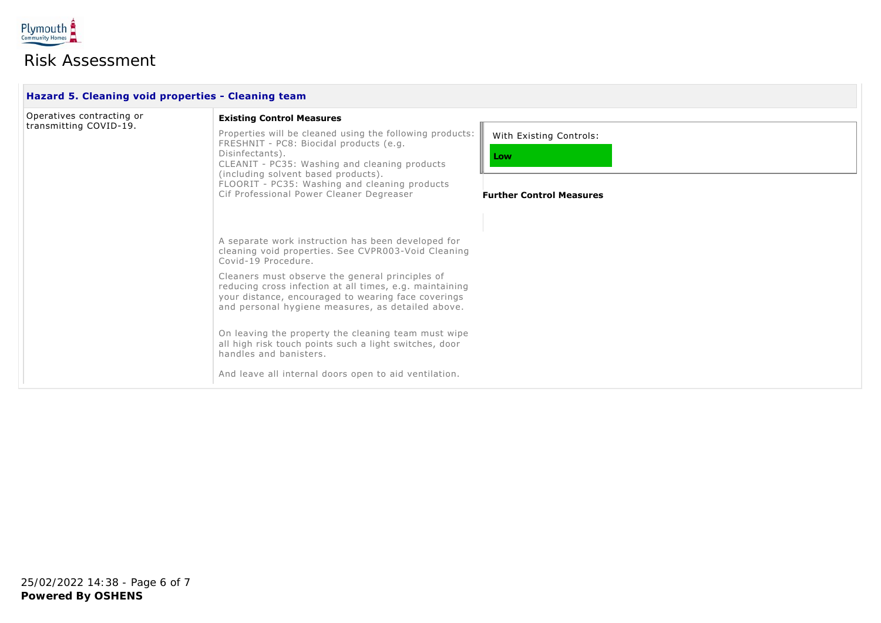# Risk Assessment

### Hazard 5. Cleaning void properties - Cleaning team

| Hazard | Existing Control Measures | Risk Rating |
| --- | --- | --- |
| Operatives contracting or transmitting COVID-19. | Properties will be cleaned using the following products:<br>FRESHNIT - PC8: Biocidal products (e.g. Disinfectants).<br>CLEANIT - PC35: Washing and cleaning products (including solvent based products).<br>FLOORIT - PC35: Washing and cleaning products<br>Cif Professional Power Cleaner Degreaser<br><br>A separate work instruction has been developed for cleaning void properties. See CVPR003-Void Cleaning Covid-19 Procedure.<br><br>Cleaners must observe the general principles of reducing cross infection at all times, e.g. maintaining your distance, encouraged to wearing face coverings and personal hygiene measures, as detailed above.<br><br>On leaving the property the cleaning team must wipe all high risk touch points such a light switches, door handles and banisters.<br><br>And leave all internal doors open to aid ventilation. | With Existing Controls: **Low**<br><br>**Further Control Measures** |

25/02/2022 14:38

**Powered By OSHENS**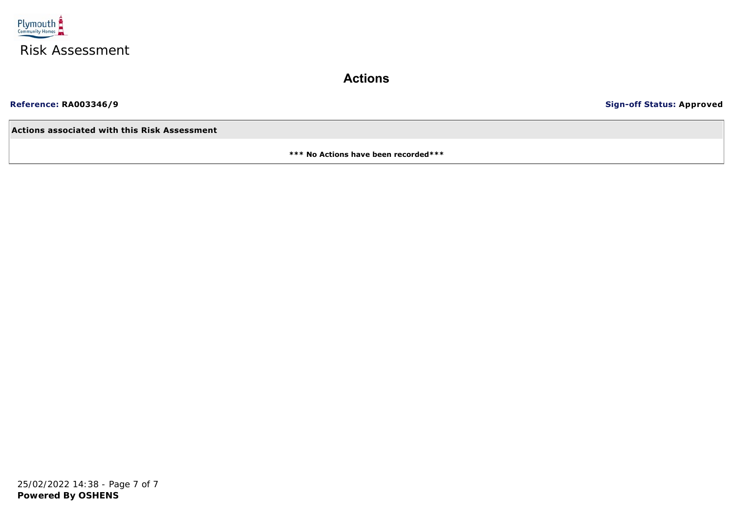Risk Assessment

## Actions

**Reference: RA003346/9** **Sign-off Status: Approved**

| Actions associated with this Risk Assessment |
| --- |
| **\*\*\* No Actions have been recorded\*\*\*** |

**Powered By OSHENS**